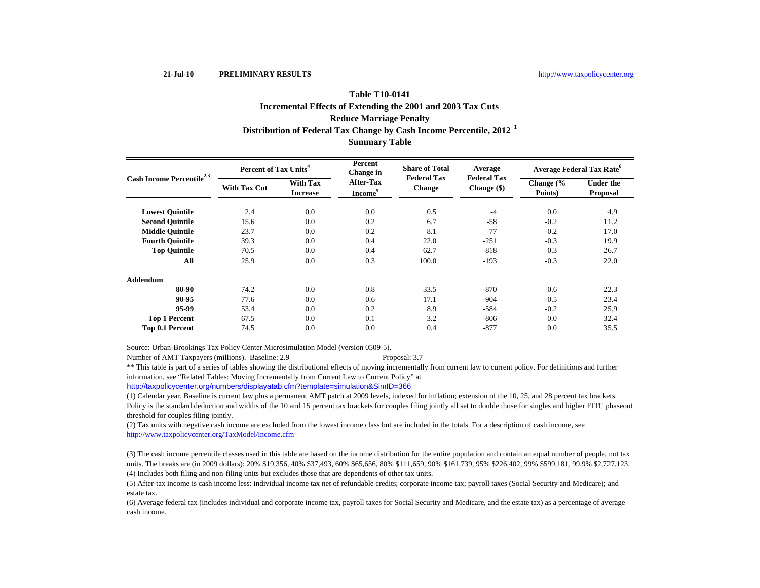21-Jul-10 **PRELIMINARY RESULTS** http://www.taxpolicycenter.org

# Table T10-0141
## Incremental Effects of Extending the 2001 and 2003 Tax Cuts
## Reduce Marriage Penalty
## Distribution of Federal Tax Change by Cash Income Percentile, 2012 [1]
## Summary Table

| Cash Income Percentile[2,3] | Percent of Tax Units[4] | | Percent Change in After-Tax Income[5] | Share of Total Federal Tax Change | Average Federal Tax Change ($) | Average Federal Tax Rate[6] | |
|---|---|---|---|---|---|---|---|
| | With Tax Cut | With Tax Increase | | | | Change (% Points) | Under the Proposal |
| **Lowest Quintile** | 2.4 | 0.0 | 0.0 | 0.5 | -4 | 0.0 | 4.9 |
| **Second Quintile** | 15.6 | 0.0 | 0.2 | 6.7 | -58 | -0.2 | 11.2 |
| **Middle Quintile** | 23.7 | 0.0 | 0.2 | 8.1 | -77 | -0.2 | 17.0 |
| **Fourth Quintile** | 39.3 | 0.0 | 0.4 | 22.0 | -251 | -0.3 | 19.9 |
| **Top Quintile** | 70.5 | 0.0 | 0.4 | 62.7 | -818 | -0.3 | 26.7 |
| **All** | 25.9 | 0.0 | 0.3 | 100.0 | -193 | -0.3 | 22.0 |
| **Addendum** | | | | | | | |
| **80-90** | 74.2 | 0.0 | 0.8 | 33.5 | -870 | -0.6 | 22.3 |
| **90-95** | 77.6 | 0.0 | 0.6 | 17.1 | -904 | -0.5 | 23.4 |
| **95-99** | 53.4 | 0.0 | 0.2 | 8.9 | -584 | -0.2 | 25.9 |
| **Top 1 Percent** | 67.5 | 0.0 | 0.1 | 3.2 | -806 | 0.0 | 32.4 |
| **Top 0.1 Percent** | 74.5 | 0.0 | 0.0 | 0.4 | -877 | 0.0 | 35.5 |

Source: Urban-Brookings Tax Policy Center Microsimulation Model (version 0509-5).

Number of AMT Taxpayers (millions). Baseline: 2.9 Proposal: 3.7

** This table is part of a series of tables showing the distributional effects of moving incrementally from current law to current policy. For definitions and further information, see "Related Tables: Moving Incrementally from Current Law to Current Policy" at http://taxpolicycenter.org/numbers/displayatab.cfm?template=simulation&SimID=366

(1) Calendar year. Baseline is current law plus a permanent AMT patch at 2009 levels, indexed for inflation; extension of the 10, 25, and 28 percent tax brackets. Policy is the standard deduction and widths of the 10 and 15 percent tax brackets for couples filing jointly all set to double those for singles and higher EITC phaseout threshold for couples filing jointly.

(2) Tax units with negative cash income are excluded from the lowest income class but are included in the totals. For a description of cash income, see http://www.taxpolicycenter.org/TaxModel/income.cfm

(3) The cash income percentile classes used in this table are based on the income distribution for the entire population and contain an equal number of people, not tax units. The breaks are (in 2009 dollars): 20% $19,356, 40% $37,493, 60% $65,656, 80% $111,659, 90% $161,739, 95% $226,402, 99% $599,181, 99.9% $2,727,123.

(4) Includes both filing and non-filing units but excludes those that are dependents of other tax units.

(5) After-tax income is cash income less: individual income tax net of refundable credits; corporate income tax; payroll taxes (Social Security and Medicare); and estate tax.

(6) Average federal tax (includes individual and corporate income tax, payroll taxes for Social Security and Medicare, and the estate tax) as a percentage of average cash income.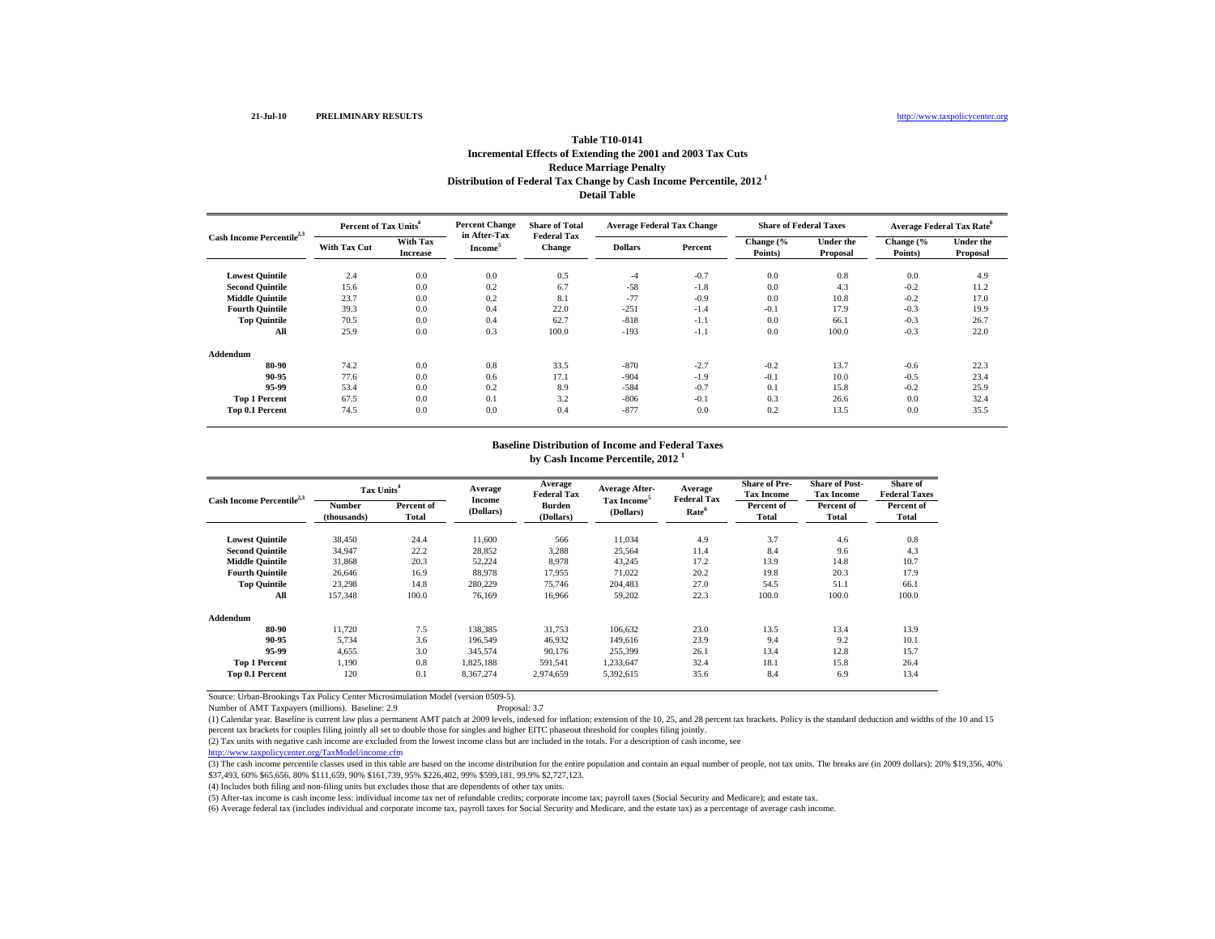21-Jul-10 **PRELIMINARY RESULTS** http://www.taxpolicycenter.org

# Table T10-0141
## Incremental Effects of Extending the 2001 and 2003 Tax Cuts
## Reduce Marriage Penalty
## Distribution of Federal Tax Change by Cash Income Percentile, 2012 [1]
## Detail Table

| Cash Income Percentile[2,3] | Percent of Tax Units[4] | | Percent Change in After-Tax Income[5] | Share of Total Federal Tax Change | Average Federal Tax Change | | Share of Federal Taxes | | Average Federal Tax Rate[6] | |
|---|---|---|---|---|---|---|---|---|---|---|
| | With Tax Cut | With Tax Increase | | | Dollars | Percent | Change (% Points) | Under the Proposal | Change (% Points) | Under the Proposal |
| **Lowest Quintile** | 2.4 | 0.0 | 0.0 | 0.5 | -4 | -0.7 | 0.0 | 0.8 | 0.0 | 4.9 |
| **Second Quintile** | 15.6 | 0.0 | 0.2 | 6.7 | -58 | -1.8 | 0.0 | 4.3 | -0.2 | 11.2 |
| **Middle Quintile** | 23.7 | 0.0 | 0.2 | 8.1 | -77 | -0.9 | 0.0 | 10.8 | -0.2 | 17.0 |
| **Fourth Quintile** | 39.3 | 0.0 | 0.4 | 22.0 | -251 | -1.4 | -0.1 | 17.9 | -0.3 | 19.9 |
| **Top Quintile** | 70.5 | 0.0 | 0.4 | 62.7 | -818 | -1.1 | 0.0 | 66.1 | -0.3 | 26.7 |
| **All** | 25.9 | 0.0 | 0.3 | 100.0 | -193 | -1.1 | 0.0 | 100.0 | -0.3 | 22.0 |
| **Addendum** | | | | | | | | | | |
| **80-90** | 74.2 | 0.0 | 0.8 | 33.5 | -870 | -2.7 | -0.2 | 13.7 | -0.6 | 22.3 |
| **90-95** | 77.6 | 0.0 | 0.6 | 17.1 | -904 | -1.9 | -0.1 | 10.0 | -0.5 | 23.4 |
| **95-99** | 53.4 | 0.0 | 0.2 | 8.9 | -584 | -0.7 | 0.1 | 15.8 | -0.2 | 25.9 |
| **Top 1 Percent** | 67.5 | 0.0 | 0.1 | 3.2 | -806 | -0.1 | 0.3 | 26.6 | 0.0 | 32.4 |
| **Top 0.1 Percent** | 74.5 | 0.0 | 0.0 | 0.4 | -877 | 0.0 | 0.2 | 13.5 | 0.0 | 35.5 |

## Baseline Distribution of Income and Federal Taxes by Cash Income Percentile, 2012 [1]

| Cash Income Percentile[2,3] | Tax Units[4] | | Average Income (Dollars) | Average Federal Tax Burden (Dollars) | Average After-Tax Income[5] (Dollars) | Average Federal Tax Rate[6] | Share of Pre-Tax Income | Share of Post-Tax Income | Share of Federal Taxes |
|---|---|---|---|---|---|---|---|---|---|
| | Number (thousands) | Percent of Total | | | | | Percent of Total | Percent of Total | Percent of Total |
| **Lowest Quintile** | 38,450 | 24.4 | 11,600 | 566 | 11,034 | 4.9 | 3.7 | 4.6 | 0.8 |
| **Second Quintile** | 34,947 | 22.2 | 28,852 | 3,288 | 25,564 | 11.4 | 8.4 | 9.6 | 4.3 |
| **Middle Quintile** | 31,868 | 20.3 | 52,224 | 8,978 | 43,245 | 17.2 | 13.9 | 14.8 | 10.7 |
| **Fourth Quintile** | 26,646 | 16.9 | 88,978 | 17,955 | 71,022 | 20.2 | 19.8 | 20.3 | 17.9 |
| **Top Quintile** | 23,298 | 14.8 | 280,229 | 75,746 | 204,483 | 27.0 | 54.5 | 51.1 | 66.1 |
| **All** | 157,348 | 100.0 | 76,169 | 16,966 | 59,202 | 22.3 | 100.0 | 100.0 | 100.0 |
| **Addendum** | | | | | | | | | |
| **80-90** | 11,720 | 7.5 | 138,385 | 31,753 | 106,632 | 23.0 | 13.5 | 13.4 | 13.9 |
| **90-95** | 5,734 | 3.6 | 196,549 | 46,932 | 149,616 | 23.9 | 9.4 | 9.2 | 10.1 |
| **95-99** | 4,655 | 3.0 | 345,574 | 90,176 | 255,399 | 26.1 | 13.4 | 12.8 | 15.7 |
| **Top 1 Percent** | 1,190 | 0.8 | 1,825,188 | 591,541 | 1,233,647 | 32.4 | 18.1 | 15.8 | 26.4 |
| **Top 0.1 Percent** | 120 | 0.1 | 8,367,274 | 2,974,659 | 5,392,615 | 35.6 | 8.4 | 6.9 | 13.4 |

Source: Urban-Brookings Tax Policy Center Microsimulation Model (version 0509-5).

Number of AMT Taxpayers (millions). Baseline: 2.9 Proposal: 3.7

(1) Calendar year. Baseline is current law plus a permanent AMT patch at 2009 levels, indexed for inflation; extension of the 10, 25, and 28 percent tax brackets. Policy is the standard deduction and widths of the 10 and 15 percent tax brackets for couples filing jointly all set to double those for singles and higher EITC phaseout threshold for couples filing jointly.

(2) Tax units with negative cash income are excluded from the lowest income class but are included in the totals. For a description of cash income, see http://www.taxpolicycenter.org/TaxModel/income.cfm

(3) The cash income percentile classes used in this table are based on the income distribution for the entire population and contain an equal number of people, not tax units. The breaks are (in 2009 dollars): 20% $19,356, 40% $37,493, 60% $65,656, 80% $111,659, 90% $161,739, 95% $226,402, 99% $599,181, 99.9% $2,727,123.

(4) Includes both filing and non-filing units but excludes those that are dependents of other tax units.

(5) After-tax income is cash income less: individual income tax net of refundable credits; corporate income tax; payroll taxes (Social Security and Medicare); and estate tax.

(6) Average federal tax (includes individual and corporate income tax, payroll taxes for Social Security and Medicare, and the estate tax) as a percentage of average cash income.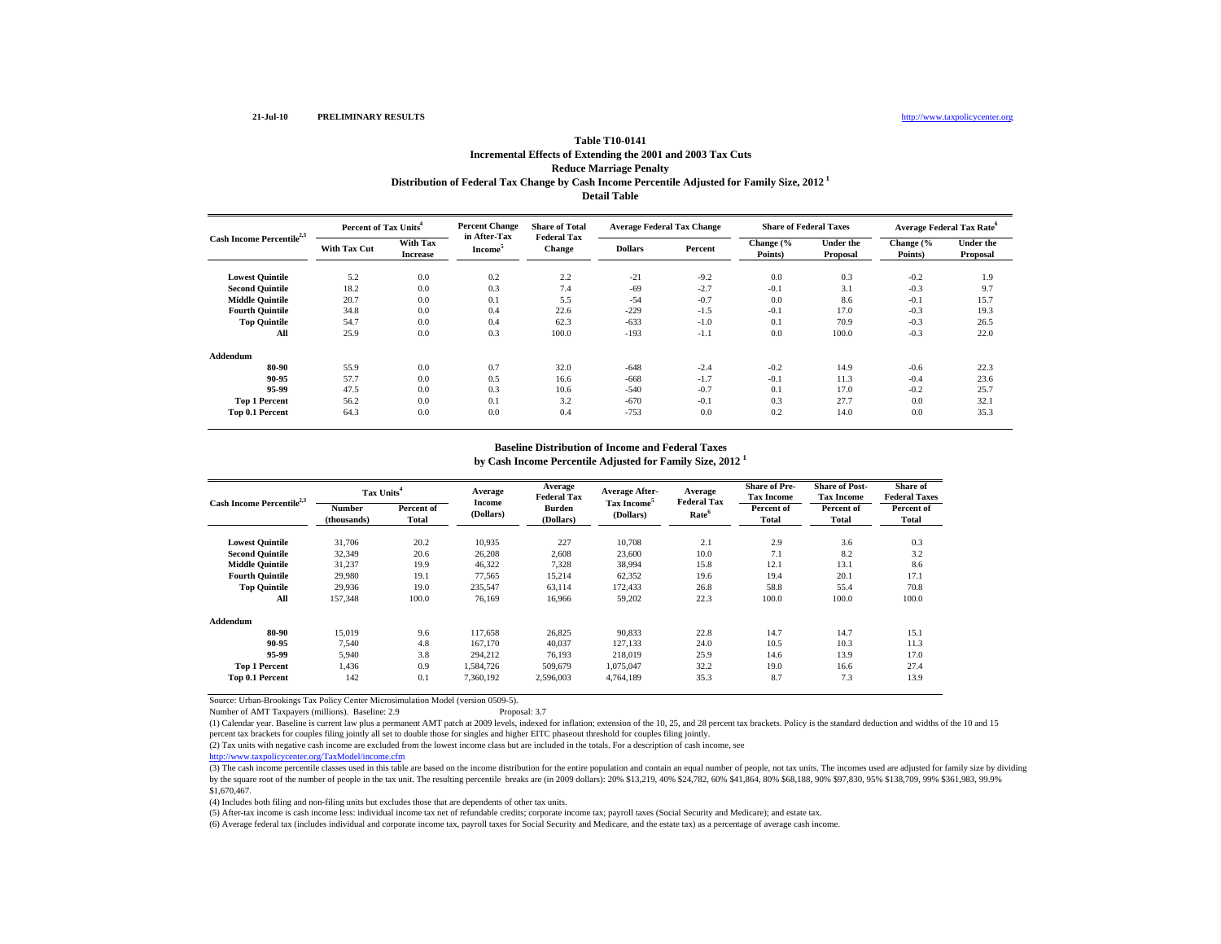21-Jul-10 **PRELIMINARY RESULTS** http://www.taxpolicycenter.org

## Table T10-0141
### Incremental Effects of Extending the 2001 and 2003 Tax Cuts
### Reduce Marriage Penalty
### Distribution of Federal Tax Change by Cash Income Percentile Adjusted for Family Size, 2012 [1]
### Detail Table

| Cash Income Percentile[2,3] | Percent of Tax Units[4] | | Percent Change in After-Tax Income[5] | Share of Total Federal Tax Change | Average Federal Tax Change | | Share of Federal Taxes | | Average Federal Tax Rate[6] | |
|---|---|---|---|---|---|---|---|---|---|---|
| | With Tax Cut | With Tax Increase | | | Dollars | Percent | Change (% Points) | Under the Proposal | Change (% Points) | Under the Proposal |
| **Lowest Quintile** | 5.2 | 0.0 | 0.2 | 2.2 | -21 | -9.2 | 0.0 | 0.3 | -0.2 | 1.9 |
| **Second Quintile** | 18.2 | 0.0 | 0.3 | 7.4 | -69 | -2.7 | -0.1 | 3.1 | -0.3 | 9.7 |
| **Middle Quintile** | 20.7 | 0.0 | 0.1 | 5.5 | -54 | -0.7 | 0.0 | 8.6 | -0.1 | 15.7 |
| **Fourth Quintile** | 34.8 | 0.0 | 0.4 | 22.6 | -229 | -1.5 | -0.1 | 17.0 | -0.3 | 19.3 |
| **Top Quintile** | 54.7 | 0.0 | 0.4 | 62.3 | -633 | -1.0 | 0.1 | 70.9 | -0.3 | 26.5 |
| **All** | 25.9 | 0.0 | 0.3 | 100.0 | -193 | -1.1 | 0.0 | 100.0 | -0.3 | 22.0 |
| **Addendum** | | | | | | | | | | |
| **80-90** | 55.9 | 0.0 | 0.7 | 32.0 | -648 | -2.4 | -0.2 | 14.9 | -0.6 | 22.3 |
| **90-95** | 57.7 | 0.0 | 0.5 | 16.6 | -668 | -1.7 | -0.1 | 11.3 | -0.4 | 23.6 |
| **95-99** | 47.5 | 0.0 | 0.3 | 10.6 | -540 | -0.7 | 0.1 | 17.0 | -0.2 | 25.7 |
| **Top 1 Percent** | 56.2 | 0.0 | 0.1 | 3.2 | -670 | -0.1 | 0.3 | 27.7 | 0.0 | 32.1 |
| **Top 0.1 Percent** | 64.3 | 0.0 | 0.0 | 0.4 | -753 | 0.0 | 0.2 | 14.0 | 0.0 | 35.3 |

### Baseline Distribution of Income and Federal Taxes
### by Cash Income Percentile Adjusted for Family Size, 2012 [1]

| Cash Income Percentile[2,3] | Tax Units[4] | | Average Income (Dollars) | Average Federal Tax Burden (Dollars) | Average After-Tax Income[5] (Dollars) | Average Federal Tax Rate[6] | Share of Pre-Tax Income | Share of Post-Tax Income | Share of Federal Taxes |
|---|---|---|---|---|---|---|---|---|---|
| | Number (thousands) | Percent of Total | | | | | Percent of Total | Percent of Total | Percent of Total |
| **Lowest Quintile** | 31,706 | 20.2 | 10,935 | 227 | 10,708 | 2.1 | 2.9 | 3.6 | 0.3 |
| **Second Quintile** | 32,349 | 20.6 | 26,208 | 2,608 | 23,600 | 10.0 | 7.1 | 8.2 | 3.2 |
| **Middle Quintile** | 31,237 | 19.9 | 46,322 | 7,328 | 38,994 | 15.8 | 12.1 | 13.1 | 8.6 |
| **Fourth Quintile** | 29,980 | 19.1 | 77,565 | 15,214 | 62,352 | 19.6 | 19.4 | 20.1 | 17.1 |
| **Top Quintile** | 29,936 | 19.0 | 235,547 | 63,114 | 172,433 | 26.8 | 58.8 | 55.4 | 70.8 |
| **All** | 157,348 | 100.0 | 76,169 | 16,966 | 59,202 | 22.3 | 100.0 | 100.0 | 100.0 |
| **Addendum** | | | | | | | | | |
| **80-90** | 15,019 | 9.6 | 117,658 | 26,825 | 90,833 | 22.8 | 14.7 | 14.7 | 15.1 |
| **90-95** | 7,540 | 4.8 | 167,170 | 40,037 | 127,133 | 24.0 | 10.5 | 10.3 | 11.3 |
| **95-99** | 5,940 | 3.8 | 294,212 | 76,193 | 218,019 | 25.9 | 14.6 | 13.9 | 17.0 |
| **Top 1 Percent** | 1,436 | 0.9 | 1,584,726 | 509,679 | 1,075,047 | 32.2 | 19.0 | 16.6 | 27.4 |
| **Top 0.1 Percent** | 142 | 0.1 | 7,360,192 | 2,596,003 | 4,764,189 | 35.3 | 8.7 | 7.3 | 13.9 |

Source: Urban-Brookings Tax Policy Center Microsimulation Model (version 0509-5).

Number of AMT Taxpayers (millions). Baseline: 2.9 Proposal: 3.7

(1) Calendar year. Baseline is current law plus a permanent AMT patch at 2009 levels, indexed for inflation; extension of the 10, 25, and 28 percent tax brackets. Policy is the standard deduction and widths of the 10 and 15 percent tax brackets for couples filing jointly all set to double those for singles and higher EITC phaseout threshold for couples filing jointly.

(2) Tax units with negative cash income are excluded from the lowest income class but are included in the totals. For a description of cash income, see http://www.taxpolicycenter.org/TaxModel/income.cfm

(3) The cash income percentile classes used in this table are based on the income distribution for the entire population and contain an equal number of people, not tax units. The incomes used are adjusted for family size by dividing by the square root of the number of people in the tax unit. The resulting percentile breaks are (in 2009 dollars): 20% $13,219, 40% $24,782, 60% $41,864, 80% $68,188, 90% $97,830, 95% $138,709, 99% $361,983, 99.9% $1,670,467.

(4) Includes both filing and non-filing units but excludes those that are dependents of other tax units.

(5) After-tax income is cash income less: individual income tax net of refundable credits; corporate income tax; payroll taxes (Social Security and Medicare); and estate tax.

(6) Average federal tax (includes individual and corporate income tax, payroll taxes for Social Security and Medicare, and the estate tax) as a percentage of average cash income.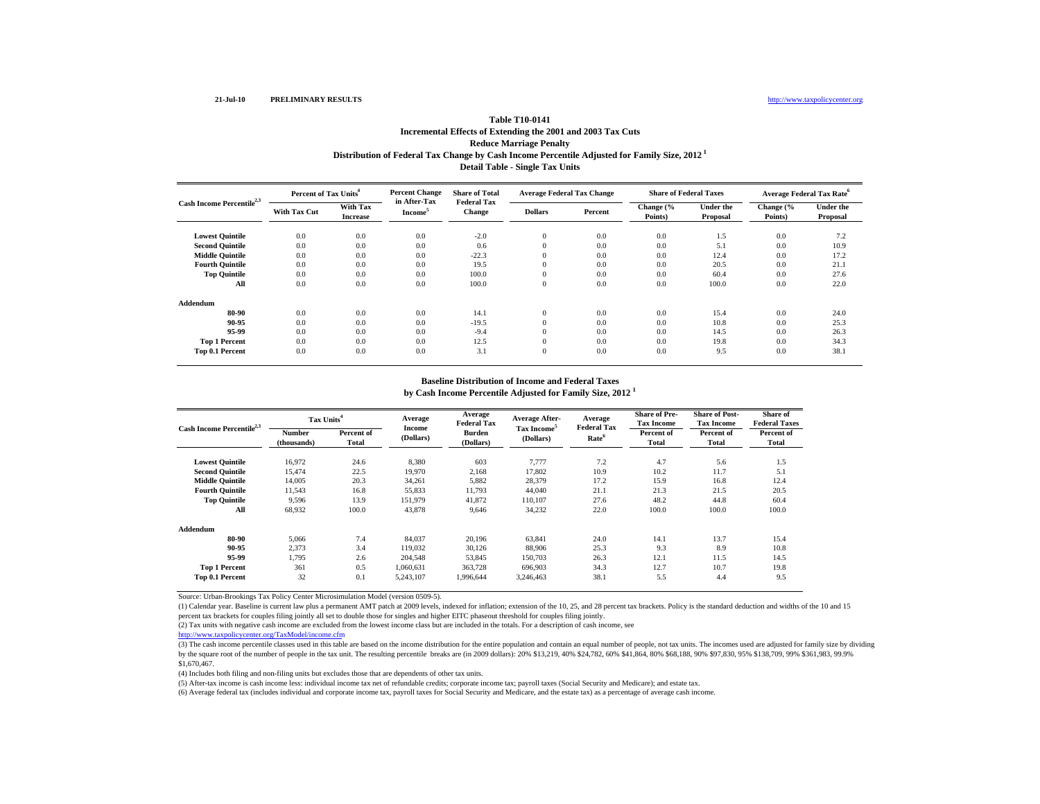21-Jul-10 **PRELIMINARY RESULTS** http://www.taxpolicycenter.org

# Table T10-0141
## Incremental Effects of Extending the 2001 and 2003 Tax Cuts
## Reduce Marriage Penalty
## Distribution of Federal Tax Change by Cash Income Percentile Adjusted for Family Size, 2012 [1]
## Detail Table - Single Tax Units

| Cash Income Percentile[2,3] | Percent of Tax Units[4] | | Percent Change in After-Tax Income[5] | Share of Total Federal Tax Change | Average Federal Tax Change | | Share of Federal Taxes | | Average Federal Tax Rate[6] | |
|---|---|---|---|---|---|---|---|---|---|---|
| | With Tax Cut | With Tax Increase | | | Dollars | Percent | Change (% Points) | Under the Proposal | Change (% Points) | Under the Proposal |
| Lowest Quintile | 0.0 | 0.0 | 0.0 | -2.0 | 0 | 0.0 | 0.0 | 1.5 | 0.0 | 7.2 |
| Second Quintile | 0.0 | 0.0 | 0.0 | 0.6 | 0 | 0.0 | 0.0 | 5.1 | 0.0 | 10.9 |
| Middle Quintile | 0.0 | 0.0 | 0.0 | -22.3 | 0 | 0.0 | 0.0 | 12.4 | 0.0 | 17.2 |
| Fourth Quintile | 0.0 | 0.0 | 0.0 | 19.5 | 0 | 0.0 | 0.0 | 20.5 | 0.0 | 21.1 |
| Top Quintile | 0.0 | 0.0 | 0.0 | 100.0 | 0 | 0.0 | 0.0 | 60.4 | 0.0 | 27.6 |
| All | 0.0 | 0.0 | 0.0 | 100.0 | 0 | 0.0 | 0.0 | 100.0 | 0.0 | 22.0 |
| **Addendum** | | | | | | | | | | |
| 80-90 | 0.0 | 0.0 | 0.0 | 14.1 | 0 | 0.0 | 0.0 | 15.4 | 0.0 | 24.0 |
| 90-95 | 0.0 | 0.0 | 0.0 | -19.5 | 0 | 0.0 | 0.0 | 10.8 | 0.0 | 25.3 |
| 95-99 | 0.0 | 0.0 | 0.0 | -9.4 | 0 | 0.0 | 0.0 | 14.5 | 0.0 | 26.3 |
| Top 1 Percent | 0.0 | 0.0 | 0.0 | 12.5 | 0 | 0.0 | 0.0 | 19.8 | 0.0 | 34.3 |
| Top 0.1 Percent | 0.0 | 0.0 | 0.0 | 3.1 | 0 | 0.0 | 0.0 | 9.5 | 0.0 | 38.1 |

## Baseline Distribution of Income and Federal Taxes
## by Cash Income Percentile Adjusted for Family Size, 2012 [1]

| Cash Income Percentile[2,3] | Tax Units[4] | | Average Income (Dollars) | Average Federal Tax Burden (Dollars) | Average After-Tax Income[5] (Dollars) | Average Federal Tax Rate[6] | Share of Pre-Tax Income | Share of Post-Tax Income | Share of Federal Taxes |
|---|---|---|---|---|---|---|---|---|---|
| | Number (thousands) | Percent of Total | | | | | Percent of Total | Percent of Total | Percent of Total |
| Lowest Quintile | 16,972 | 24.6 | 8,380 | 603 | 7,777 | 7.2 | 4.7 | 5.6 | 1.5 |
| Second Quintile | 15,474 | 22.5 | 19,970 | 2,168 | 17,802 | 10.9 | 10.2 | 11.7 | 5.1 |
| Middle Quintile | 14,005 | 20.3 | 34,261 | 5,882 | 28,379 | 17.2 | 15.9 | 16.8 | 12.4 |
| Fourth Quintile | 11,543 | 16.8 | 55,833 | 11,793 | 44,040 | 21.1 | 21.3 | 21.5 | 20.5 |
| Top Quintile | 9,596 | 13.9 | 151,979 | 41,872 | 110,107 | 27.6 | 48.2 | 44.8 | 60.4 |
| All | 68,932 | 100.0 | 43,878 | 9,646 | 34,232 | 22.0 | 100.0 | 100.0 | 100.0 |
| **Addendum** | | | | | | | | | |
| 80-90 | 5,066 | 7.4 | 84,037 | 20,196 | 63,841 | 24.0 | 14.1 | 13.7 | 15.4 |
| 90-95 | 2,373 | 3.4 | 119,032 | 30,126 | 88,906 | 25.3 | 9.3 | 8.9 | 10.8 |
| 95-99 | 1,795 | 2.6 | 204,548 | 53,845 | 150,703 | 26.3 | 12.1 | 11.5 | 14.5 |
| Top 1 Percent | 361 | 0.5 | 1,060,631 | 363,728 | 696,903 | 34.3 | 12.7 | 10.7 | 19.8 |
| Top 0.1 Percent | 32 | 0.1 | 5,243,107 | 1,996,644 | 3,246,463 | 38.1 | 5.5 | 4.4 | 9.5 |

Source: Urban-Brookings Tax Policy Center Microsimulation Model (version 0509-5).

(1) Calendar year. Baseline is current law plus a permanent AMT patch at 2009 levels, indexed for inflation; extension of the 10, 25, and 28 percent tax brackets. Policy is the standard deduction and widths of the 10 and 15 percent tax brackets for couples filing jointly all set to double those for singles and higher EITC phaseout threshold for couples filing jointly.

(2) Tax units with negative cash income are excluded from the lowest income class but are included in the totals. For a description of cash income, see http://www.taxpolicycenter.org/TaxModel/income.cfm

(3) The cash income percentile classes used in this table are based on the income distribution for the entire population and contain an equal number of people, not tax units. The incomes used are adjusted for family size by dividing by the square root of the number of people in the tax unit. The resulting percentile breaks are (in 2009 dollars): 20% $13,219, 40% $24,782, 60% $41,864, 80% $68,188, 90% $97,830, 95% $138,709, 99% $361,983, 99.9% $1,670,467.

(4) Includes both filing and non-filing units but excludes those that are dependents of other tax units.

(5) After-tax income is cash income less: individual income tax net of refundable credits; corporate income tax; payroll taxes (Social Security and Medicare); and estate tax.

(6) Average federal tax (includes individual and corporate income tax, payroll taxes for Social Security and Medicare, and the estate tax) as a percentage of average cash income.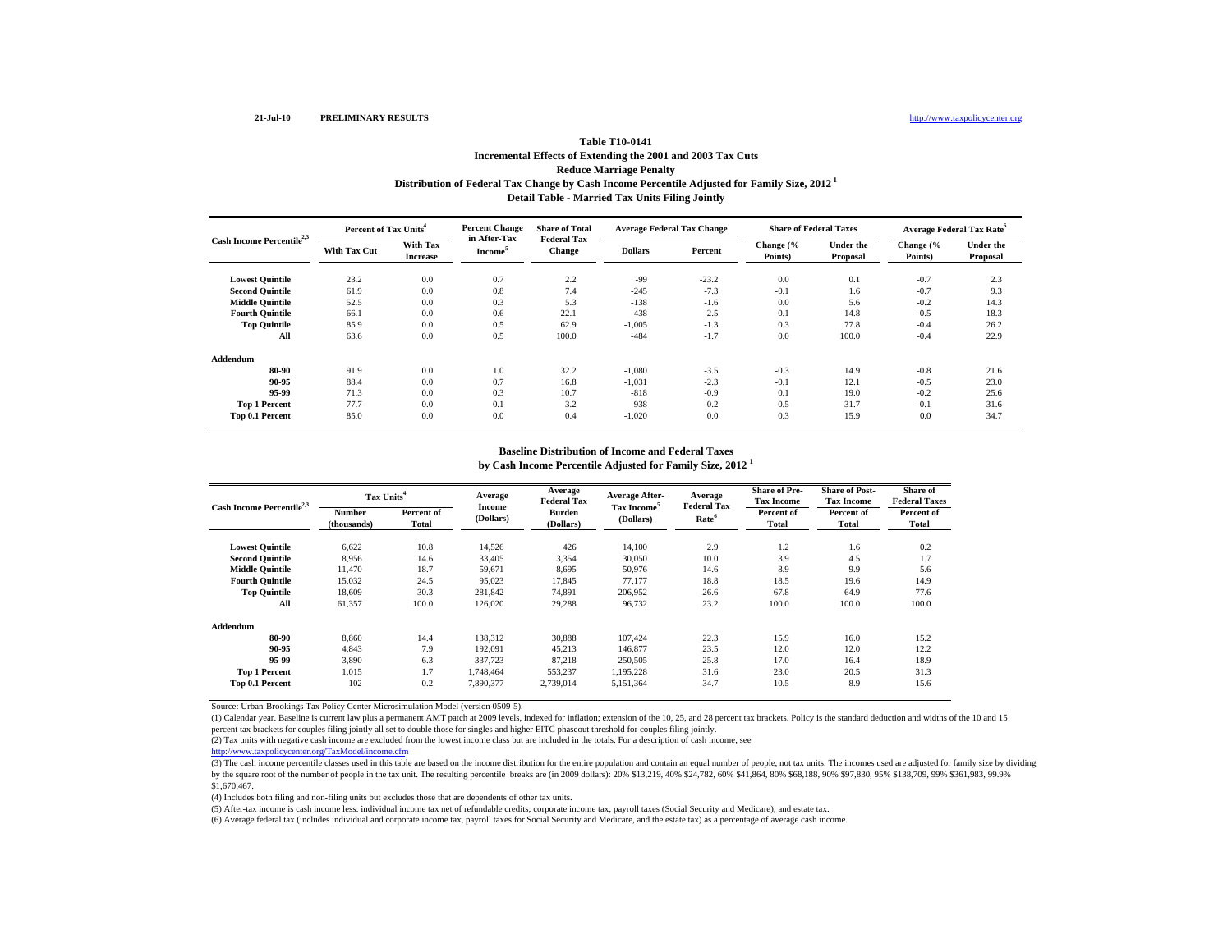21-Jul-10 PRELIMINARY RESULTS http://www.taxpolicycenter.org

# Table T10-0141
## Incremental Effects of Extending the 2001 and 2003 Tax Cuts
## Reduce Marriage Penalty
## Distribution of Federal Tax Change by Cash Income Percentile Adjusted for Family Size, 2012 [1]
## Detail Table - Married Tax Units Filing Jointly

| Cash Income Percentile[2,3] | Percent of Tax Units[4] | | Percent Change in After-Tax Income[5] | Share of Total Federal Tax Change | Average Federal Tax Change | | Share of Federal Taxes | | Average Federal Tax Rate[6] | |
|---|---|---|---|---|---|---|---|---|---|---|
| | With Tax Cut | With Tax Increase | | | Dollars | Percent | Change (% Points) | Under the Proposal | Change (% Points) | Under the Proposal |
| Lowest Quintile | 23.2 | 0.0 | 0.7 | 2.2 | -99 | -23.2 | 0.0 | 0.1 | -0.7 | 2.3 |
| Second Quintile | 61.9 | 0.0 | 0.8 | 7.4 | -245 | -7.3 | -0.1 | 1.6 | -0.7 | 9.3 |
| Middle Quintile | 52.5 | 0.0 | 0.3 | 5.3 | -138 | -1.6 | 0.0 | 5.6 | -0.2 | 14.3 |
| Fourth Quintile | 66.1 | 0.0 | 0.6 | 22.1 | -438 | -2.5 | -0.1 | 14.8 | -0.5 | 18.3 |
| Top Quintile | 85.9 | 0.0 | 0.5 | 62.9 | -1,005 | -1.3 | 0.3 | 77.8 | -0.4 | 26.2 |
| All | 63.6 | 0.0 | 0.5 | 100.0 | -484 | -1.7 | 0.0 | 100.0 | -0.4 | 22.9 |
| **Addendum** | | | | | | | | | | |
| 80-90 | 91.9 | 0.0 | 1.0 | 32.2 | -1,080 | -3.5 | -0.3 | 14.9 | -0.8 | 21.6 |
| 90-95 | 88.4 | 0.0 | 0.7 | 16.8 | -1,031 | -2.3 | -0.1 | 12.1 | -0.5 | 23.0 |
| 95-99 | 71.3 | 0.0 | 0.3 | 10.7 | -818 | -0.9 | 0.1 | 19.0 | -0.2 | 25.6 |
| Top 1 Percent | 77.7 | 0.0 | 0.1 | 3.2 | -938 | -0.2 | 0.5 | 31.7 | -0.1 | 31.6 |
| Top 0.1 Percent | 85.0 | 0.0 | 0.0 | 0.4 | -1,020 | 0.0 | 0.3 | 15.9 | 0.0 | 34.7 |

## Baseline Distribution of Income and Federal Taxes
## by Cash Income Percentile Adjusted for Family Size, 2012 [1]

| Cash Income Percentile[2,3] | Tax Units[4] | | Average Income (Dollars) | Average Federal Tax Burden (Dollars) | Average After-Tax Income[5] (Dollars) | Average Federal Tax Rate[6] | Share of Pre-Tax Income | Share of Post-Tax Income | Share of Federal Taxes |
|---|---|---|---|---|---|---|---|---|---|
| | Number (thousands) | Percent of Total | | | | | Percent of Total | Percent of Total | Percent of Total |
| Lowest Quintile | 6,622 | 10.8 | 14,526 | 426 | 14,100 | 2.9 | 1.2 | 1.6 | 0.2 |
| Second Quintile | 8,956 | 14.6 | 33,405 | 3,354 | 30,050 | 10.0 | 3.9 | 4.5 | 1.7 |
| Middle Quintile | 11,470 | 18.7 | 59,671 | 8,695 | 50,976 | 14.6 | 8.9 | 9.9 | 5.6 |
| Fourth Quintile | 15,032 | 24.5 | 95,023 | 17,845 | 77,177 | 18.8 | 18.5 | 19.6 | 14.9 |
| Top Quintile | 18,609 | 30.3 | 281,842 | 74,891 | 206,952 | 26.6 | 67.8 | 64.9 | 77.6 |
| All | 61,357 | 100.0 | 126,020 | 29,288 | 96,732 | 23.2 | 100.0 | 100.0 | 100.0 |
| **Addendum** | | | | | | | | | |
| 80-90 | 8,860 | 14.4 | 138,312 | 30,888 | 107,424 | 22.3 | 15.9 | 16.0 | 15.2 |
| 90-95 | 4,843 | 7.9 | 192,091 | 45,213 | 146,877 | 23.5 | 12.0 | 12.0 | 12.2 |
| 95-99 | 3,890 | 6.3 | 337,723 | 87,218 | 250,505 | 25.8 | 17.0 | 16.4 | 18.9 |
| Top 1 Percent | 1,015 | 1.7 | 1,748,464 | 553,237 | 1,195,228 | 31.6 | 23.0 | 20.5 | 31.3 |
| Top 0.1 Percent | 102 | 0.2 | 7,890,377 | 2,739,014 | 5,151,364 | 34.7 | 10.5 | 8.9 | 15.6 |

Source: Urban-Brookings Tax Policy Center Microsimulation Model (version 0509-5).

(1) Calendar year. Baseline is current law plus a permanent AMT patch at 2009 levels, indexed for inflation; extension of the 10, 25, and 28 percent tax brackets. Policy is the standard deduction and widths of the 10 and 15 percent tax brackets for couples filing jointly all set to double those for singles and higher EITC phaseout threshold for couples filing jointly.

(2) Tax units with negative cash income are excluded from the lowest income class but are included in the totals. For a description of cash income, see http://www.taxpolicycenter.org/TaxModel/income.cfm

(3) The cash income percentile classes used in this table are based on the income distribution for the entire population and contain an equal number of people, not tax units. The incomes used are adjusted for family size by dividing by the square root of the number of people in the tax unit. The resulting percentile breaks are (in 2009 dollars): 20% $13,219, 40% $24,782, 60% $41,864, 80% $68,188, 90% $97,830, 95% $138,709, 99% $361,983, 99.9% $1,670,467.

(4) Includes both filing and non-filing units but excludes those that are dependents of other tax units.

(5) After-tax income is cash income less: individual income tax net of refundable credits; corporate income tax; payroll taxes (Social Security and Medicare); and estate tax.

(6) Average federal tax (includes individual and corporate income tax, payroll taxes for Social Security and Medicare, and the estate tax) as a percentage of average cash income.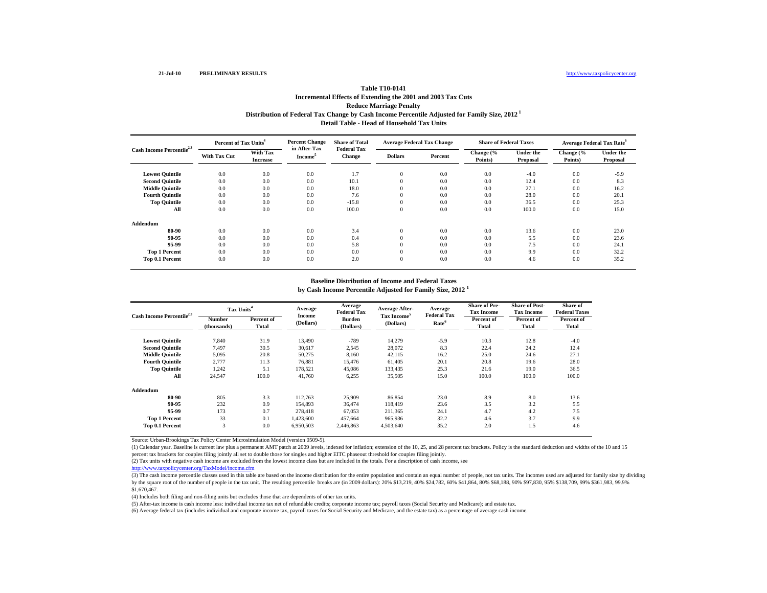21-Jul-10 PRELIMINARY RESULTS http://www.taxpolicycenter.org

# Table T10-0141
## Incremental Effects of Extending the 2001 and 2003 Tax Cuts
## Reduce Marriage Penalty
## Distribution of Federal Tax Change by Cash Income Percentile Adjusted for Family Size, 2012 [1]
## Detail Table - Head of Household Tax Units

| Cash Income Percentile[2,3] | Percent of Tax Units[4] | | Percent Change in After-Tax Income[5] | Share of Total Federal Tax Change | Average Federal Tax Change | | Share of Federal Taxes | | Average Federal Tax Rate[6] | |
|---|---|---|---|---|---|---|---|---|---|---|
| | With Tax Cut | With Tax Increase | | | Dollars | Percent | Change (% Points) | Under the Proposal | Change (% Points) | Under the Proposal |
| Lowest Quintile | 0.0 | 0.0 | 0.0 | 1.7 | 0 | 0.0 | 0.0 | -4.0 | 0.0 | -5.9 |
| Second Quintile | 0.0 | 0.0 | 0.0 | 10.1 | 0 | 0.0 | 0.0 | 12.4 | 0.0 | 8.3 |
| Middle Quintile | 0.0 | 0.0 | 0.0 | 18.0 | 0 | 0.0 | 0.0 | 27.1 | 0.0 | 16.2 |
| Fourth Quintile | 0.0 | 0.0 | 0.0 | 7.6 | 0 | 0.0 | 0.0 | 28.0 | 0.0 | 20.1 |
| Top Quintile | 0.0 | 0.0 | 0.0 | -15.8 | 0 | 0.0 | 0.0 | 36.5 | 0.0 | 25.3 |
| All | 0.0 | 0.0 | 0.0 | 100.0 | 0 | 0.0 | 0.0 | 100.0 | 0.0 | 15.0 |
| **Addendum** | | | | | | | | | | |
| 80-90 | 0.0 | 0.0 | 0.0 | 3.4 | 0 | 0.0 | 0.0 | 13.6 | 0.0 | 23.0 |
| 90-95 | 0.0 | 0.0 | 0.0 | 0.4 | 0 | 0.0 | 0.0 | 5.5 | 0.0 | 23.6 |
| 95-99 | 0.0 | 0.0 | 0.0 | 5.8 | 0 | 0.0 | 0.0 | 7.5 | 0.0 | 24.1 |
| Top 1 Percent | 0.0 | 0.0 | 0.0 | 0.0 | 0 | 0.0 | 0.0 | 9.9 | 0.0 | 32.2 |
| Top 0.1 Percent | 0.0 | 0.0 | 0.0 | 2.0 | 0 | 0.0 | 0.0 | 4.6 | 0.0 | 35.2 |

## Baseline Distribution of Income and Federal Taxes
## by Cash Income Percentile Adjusted for Family Size, 2012 [1]

| Cash Income Percentile[2,3] | Tax Units[4] | | Average Income (Dollars) | Average Federal Tax Burden (Dollars) | Average After-Tax Income[5] (Dollars) | Average Federal Tax Rate[6] | Share of Pre-Tax Income | Share of Post-Tax Income | Share of Federal Taxes |
|---|---|---|---|---|---|---|---|---|---|
| | Number (thousands) | Percent of Total | | | | | Percent of Total | Percent of Total | Percent of Total |
| Lowest Quintile | 7,840 | 31.9 | 13,490 | -789 | 14,279 | -5.9 | 10.3 | 12.8 | -4.0 |
| Second Quintile | 7,497 | 30.5 | 30,617 | 2,545 | 28,072 | 8.3 | 22.4 | 24.2 | 12.4 |
| Middle Quintile | 5,095 | 20.8 | 50,275 | 8,160 | 42,115 | 16.2 | 25.0 | 24.6 | 27.1 |
| Fourth Quintile | 2,777 | 11.3 | 76,881 | 15,476 | 61,405 | 20.1 | 20.8 | 19.6 | 28.0 |
| Top Quintile | 1,242 | 5.1 | 178,521 | 45,086 | 133,435 | 25.3 | 21.6 | 19.0 | 36.5 |
| All | 24,547 | 100.0 | 41,760 | 6,255 | 35,505 | 15.0 | 100.0 | 100.0 | 100.0 |
| **Addendum** | | | | | | | | | |
| 80-90 | 805 | 3.3 | 112,763 | 25,909 | 86,854 | 23.0 | 8.9 | 8.0 | 13.6 |
| 90-95 | 232 | 0.9 | 154,893 | 36,474 | 118,419 | 23.6 | 3.5 | 3.2 | 5.5 |
| 95-99 | 173 | 0.7 | 278,418 | 67,053 | 211,365 | 24.1 | 4.7 | 4.2 | 7.5 |
| Top 1 Percent | 33 | 0.1 | 1,423,600 | 457,664 | 965,936 | 32.2 | 4.6 | 3.7 | 9.9 |
| Top 0.1 Percent | 3 | 0.0 | 6,950,503 | 2,446,863 | 4,503,640 | 35.2 | 2.0 | 1.5 | 4.6 |

Source: Urban-Brookings Tax Policy Center Microsimulation Model (version 0509-5).

(1) Calendar year. Baseline is current law plus a permanent AMT patch at 2009 levels, indexed for inflation; extension of the 10, 25, and 28 percent tax brackets. Policy is the standard deduction and widths of the 10 and 15 percent tax brackets for couples filing jointly all set to double those for singles and higher EITC phaseout threshold for couples filing jointly.

(2) Tax units with negative cash income are excluded from the lowest income class but are included in the totals. For a description of cash income, see http://www.taxpolicycenter.org/TaxModel/income.cfm

(3) The cash income percentile classes used in this table are based on the income distribution for the entire population and contain an equal number of people, not tax units. The incomes used are adjusted for family size by dividing by the square root of the number of people in the tax unit. The resulting percentile breaks are (in 2009 dollars): 20% $13,219, 40% $24,782, 60% $41,864, 80% $68,188, 90% $97,830, 95% $138,709, 99% $361,983, 99.9% $1,670,467.

(4) Includes both filing and non-filing units but excludes those that are dependents of other tax units.

(5) After-tax income is cash income less: individual income tax net of refundable credits; corporate income tax; payroll taxes (Social Security and Medicare); and estate tax.

(6) Average federal tax (includes individual and corporate income tax, payroll taxes for Social Security and Medicare, and the estate tax) as a percentage of average cash income.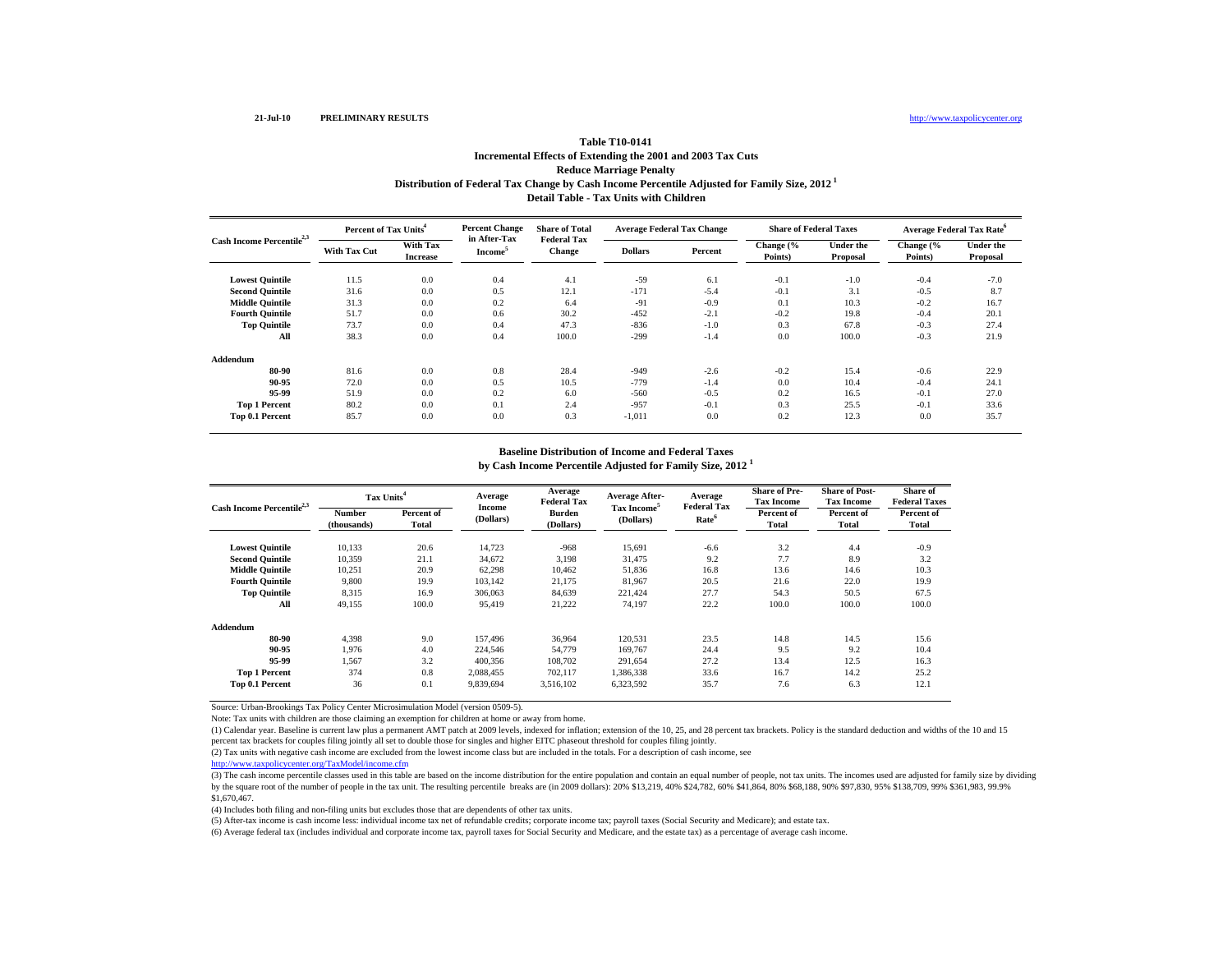21-Jul-10 **PRELIMINARY RESULTS** http://www.taxpolicycenter.org

**Table T10-0141**
**Incremental Effects of Extending the 2001 and 2003 Tax Cuts**
**Reduce Marriage Penalty**
**Distribution of Federal Tax Change by Cash Income Percentile Adjusted for Family Size, 2012 [1]**
**Detail Table - Tax Units with Children**

| Cash Income Percentile[2,3] | Percent of Tax Units[4] | | Percent Change in After-Tax Income[5] | Share of Total Federal Tax Change | Average Federal Tax Change | | Share of Federal Taxes | | Average Federal Tax Rate[6] | |
|---|---|---|---|---|---|---|---|---|---|---|
| | With Tax Cut | With Tax Increase | | | Dollars | Percent | Change (% Points) | Under the Proposal | Change (% Points) | Under the Proposal |
| Lowest Quintile | 11.5 | 0.0 | 0.4 | 4.1 | -59 | 6.1 | -0.1 | -1.0 | -0.4 | -7.0 |
| Second Quintile | 31.6 | 0.0 | 0.5 | 12.1 | -171 | -5.4 | -0.1 | 3.1 | -0.5 | 8.7 |
| Middle Quintile | 31.3 | 0.0 | 0.2 | 6.4 | -91 | -0.9 | 0.1 | 10.3 | -0.2 | 16.7 |
| Fourth Quintile | 51.7 | 0.0 | 0.6 | 30.2 | -452 | -2.1 | -0.2 | 19.8 | -0.4 | 20.1 |
| Top Quintile | 73.7 | 0.0 | 0.4 | 47.3 | -836 | -1.0 | 0.3 | 67.8 | -0.3 | 27.4 |
| All | 38.3 | 0.0 | 0.4 | 100.0 | -299 | -1.4 | 0.0 | 100.0 | -0.3 | 21.9 |
| **Addendum** | | | | | | | | | | |
| 80-90 | 81.6 | 0.0 | 0.8 | 28.4 | -949 | -2.6 | -0.2 | 15.4 | -0.6 | 22.9 |
| 90-95 | 72.0 | 0.0 | 0.5 | 10.5 | -779 | -1.4 | 0.0 | 10.4 | -0.4 | 24.1 |
| 95-99 | 51.9 | 0.0 | 0.2 | 6.0 | -560 | -0.5 | 0.2 | 16.5 | -0.1 | 27.0 |
| Top 1 Percent | 80.2 | 0.0 | 0.1 | 2.4 | -957 | -0.1 | 0.3 | 25.5 | -0.1 | 33.6 |
| Top 0.1 Percent | 85.7 | 0.0 | 0.0 | 0.3 | -1,011 | 0.0 | 0.2 | 12.3 | 0.0 | 35.7 |

**Baseline Distribution of Income and Federal Taxes**
**by Cash Income Percentile Adjusted for Family Size, 2012 [1]**

| Cash Income Percentile[2,3] | Tax Units[4] | | Average Income (Dollars) | Average Federal Tax Burden (Dollars) | Average After-Tax Income[5] (Dollars) | Average Federal Tax Rate[6] | Share of Pre-Tax Income | Share of Post-Tax Income | Share of Federal Taxes |
|---|---|---|---|---|---|---|---|---|---|
| | Number (thousands) | Percent of Total | | | | | Percent of Total | Percent of Total | Percent of Total |
| Lowest Quintile | 10,133 | 20.6 | 14,723 | -968 | 15,691 | -6.6 | 3.2 | 4.4 | -0.9 |
| Second Quintile | 10,359 | 21.1 | 34,672 | 3,198 | 31,475 | 9.2 | 7.7 | 8.9 | 3.2 |
| Middle Quintile | 10,251 | 20.9 | 62,298 | 10,462 | 51,836 | 16.8 | 13.6 | 14.6 | 10.3 |
| Fourth Quintile | 9,800 | 19.9 | 103,142 | 21,175 | 81,967 | 20.5 | 21.6 | 22.0 | 19.9 |
| Top Quintile | 8,315 | 16.9 | 306,063 | 84,639 | 221,424 | 27.7 | 54.3 | 50.5 | 67.5 |
| All | 49,155 | 100.0 | 95,419 | 21,222 | 74,197 | 22.2 | 100.0 | 100.0 | 100.0 |
| **Addendum** | | | | | | | | | |
| 80-90 | 4,398 | 9.0 | 157,496 | 36,964 | 120,531 | 23.5 | 14.8 | 14.5 | 15.6 |
| 90-95 | 1,976 | 4.0 | 224,546 | 54,779 | 169,767 | 24.4 | 9.5 | 9.2 | 10.4 |
| 95-99 | 1,567 | 3.2 | 400,356 | 108,702 | 291,654 | 27.2 | 13.4 | 12.5 | 16.3 |
| Top 1 Percent | 374 | 0.8 | 2,088,455 | 702,117 | 1,386,338 | 33.6 | 16.7 | 14.2 | 25.2 |
| Top 0.1 Percent | 36 | 0.1 | 9,839,694 | 3,516,102 | 6,323,592 | 35.7 | 7.6 | 6.3 | 12.1 |

Source: Urban-Brookings Tax Policy Center Microsimulation Model (version 0509-5).

Note: Tax units with children are those claiming an exemption for children at home or away from home.

(1) Calendar year. Baseline is current law plus a permanent AMT patch at 2009 levels, indexed for inflation; extension of the 10, 25, and 28 percent tax brackets. Policy is the standard deduction and widths of the 10 and 15 percent tax brackets for couples filing jointly all set to double those for singles and higher EITC phaseout threshold for couples filing jointly.

(2) Tax units with negative cash income are excluded from the lowest income class but are included in the totals. For a description of cash income, see http://www.taxpolicycenter.org/TaxModel/income.cfm

(3) The cash income percentile classes used in this table are based on the income distribution for the entire population and contain an equal number of people, not tax units. The incomes used are adjusted for family size by dividing by the square root of the number of people in the tax unit. The resulting percentile breaks are (in 2009 dollars): 20% $13,219, 40% $24,782, 60% $41,864, 80% $68,188, 90% $97,830, 95% $138,709, 99% $361,983, 99.9% $1,670,467.

(4) Includes both filing and non-filing units but excludes those that are dependents of other tax units.

(5) After-tax income is cash income less: individual income tax net of refundable credits; corporate income tax; payroll taxes (Social Security and Medicare); and estate tax.

(6) Average federal tax (includes individual and corporate income tax, payroll taxes for Social Security and Medicare, and the estate tax) as a percentage of average cash income.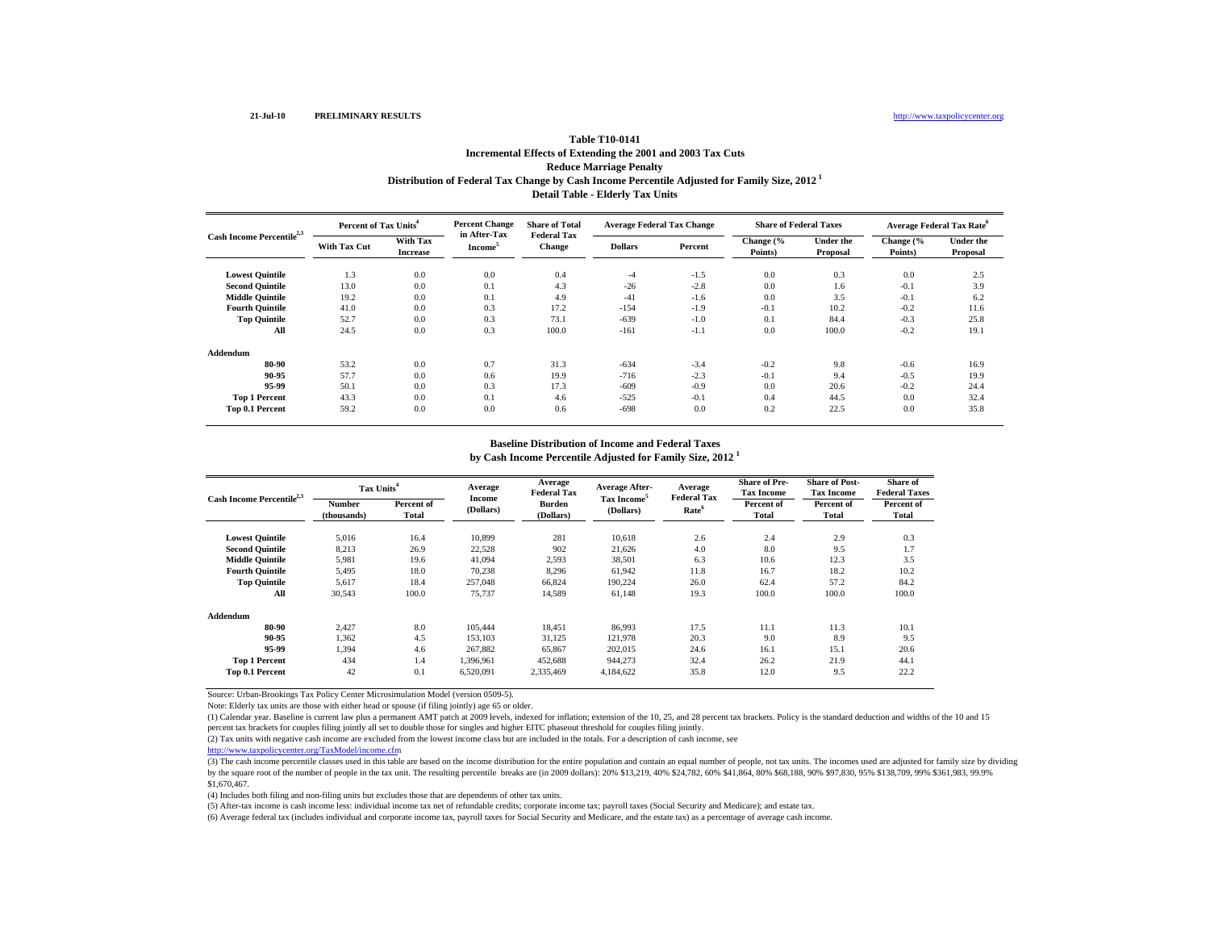21-Jul-10 PRELIMINARY RESULTS http://www.taxpolicycenter.org

# Table T10-0141
## Incremental Effects of Extending the 2001 and 2003 Tax Cuts
## Reduce Marriage Penalty
## Distribution of Federal Tax Change by Cash Income Percentile Adjusted for Family Size, 2012 [1]
## Detail Table - Elderly Tax Units

| Cash Income Percentile[2,3] | Percent of Tax Units[4] | | Percent Change in After-Tax Income[5] | Share of Total Federal Tax Change | Average Federal Tax Change | | Share of Federal Taxes | | Average Federal Tax Rate[6] | |
|---|---|---|---|---|---|---|---|---|---|---|
| | With Tax Cut | With Tax Increase | | | Dollars | Percent | Change (% Points) | Under the Proposal | Change (% Points) | Under the Proposal |
| Lowest Quintile | 1.3 | 0.0 | 0.0 | 0.4 | -4 | -1.5 | 0.0 | 0.3 | 0.0 | 2.5 |
| Second Quintile | 13.0 | 0.0 | 0.1 | 4.3 | -26 | -2.8 | 0.0 | 1.6 | -0.1 | 3.9 |
| Middle Quintile | 19.2 | 0.0 | 0.1 | 4.9 | -41 | -1.6 | 0.0 | 3.5 | -0.1 | 6.2 |
| Fourth Quintile | 41.0 | 0.0 | 0.3 | 17.2 | -154 | -1.9 | -0.1 | 10.2 | -0.2 | 11.6 |
| Top Quintile | 52.7 | 0.0 | 0.3 | 73.1 | -639 | -1.0 | 0.1 | 84.4 | -0.3 | 25.8 |
| All | 24.5 | 0.0 | 0.3 | 100.0 | -161 | -1.1 | 0.0 | 100.0 | -0.2 | 19.1 |
| **Addendum** | | | | | | | | | | |
| 80-90 | 53.2 | 0.0 | 0.7 | 31.3 | -634 | -3.4 | -0.2 | 9.8 | -0.6 | 16.9 |
| 90-95 | 57.7 | 0.0 | 0.6 | 19.9 | -716 | -2.3 | -0.1 | 9.4 | -0.5 | 19.9 |
| 95-99 | 50.1 | 0.0 | 0.3 | 17.3 | -609 | -0.9 | 0.0 | 20.6 | -0.2 | 24.4 |
| Top 1 Percent | 43.3 | 0.0 | 0.1 | 4.6 | -525 | -0.1 | 0.4 | 44.5 | 0.0 | 32.4 |
| Top 0.1 Percent | 59.2 | 0.0 | 0.0 | 0.6 | -698 | 0.0 | 0.2 | 22.5 | 0.0 | 35.8 |

## Baseline Distribution of Income and Federal Taxes
## by Cash Income Percentile Adjusted for Family Size, 2012 [1]

| Cash Income Percentile[2,3] | Tax Units[4] | | Average Income (Dollars) | Average Federal Tax Burden (Dollars) | Average After-Tax Income[5] (Dollars) | Average Federal Tax Rate[6] | Share of Pre-Tax Income | Share of Post-Tax Income | Share of Federal Taxes |
|---|---|---|---|---|---|---|---|---|---|
| | Number (thousands) | Percent of Total | | | | | Percent of Total | Percent of Total | Percent of Total |
| Lowest Quintile | 5,016 | 16.4 | 10,899 | 281 | 10,618 | 2.6 | 2.4 | 2.9 | 0.3 |
| Second Quintile | 8,213 | 26.9 | 22,528 | 902 | 21,626 | 4.0 | 8.0 | 9.5 | 1.7 |
| Middle Quintile | 5,981 | 19.6 | 41,094 | 2,593 | 38,501 | 6.3 | 10.6 | 12.3 | 3.5 |
| Fourth Quintile | 5,495 | 18.0 | 70,238 | 8,296 | 61,942 | 11.8 | 16.7 | 18.2 | 10.2 |
| Top Quintile | 5,617 | 18.4 | 257,048 | 66,824 | 190,224 | 26.0 | 62.4 | 57.2 | 84.2 |
| All | 30,543 | 100.0 | 75,737 | 14,589 | 61,148 | 19.3 | 100.0 | 100.0 | 100.0 |
| **Addendum** | | | | | | | | | |
| 80-90 | 2,427 | 8.0 | 105,444 | 18,451 | 86,993 | 17.5 | 11.1 | 11.3 | 10.1 |
| 90-95 | 1,362 | 4.5 | 153,103 | 31,125 | 121,978 | 20.3 | 9.0 | 8.9 | 9.5 |
| 95-99 | 1,394 | 4.6 | 267,882 | 65,867 | 202,015 | 24.6 | 16.1 | 15.1 | 20.6 |
| Top 1 Percent | 434 | 1.4 | 1,396,961 | 452,688 | 944,273 | 32.4 | 26.2 | 21.9 | 44.1 |
| Top 0.1 Percent | 42 | 0.1 | 6,520,091 | 2,335,469 | 4,184,622 | 35.8 | 12.0 | 9.5 | 22.2 |

Source: Urban-Brookings Tax Policy Center Microsimulation Model (version 0509-5).

Note: Elderly tax units are those with either head or spouse (if filing jointly) age 65 or older.

(1) Calendar year. Baseline is current law plus a permanent AMT patch at 2009 levels, indexed for inflation; extension of the 10, 25, and 28 percent tax brackets. Policy is the standard deduction and widths of the 10 and 15 percent tax brackets for couples filing jointly all set to double those for singles and higher EITC phaseout threshold for couples filing jointly.

(2) Tax units with negative cash income are excluded from the lowest income class but are included in the totals. For a description of cash income, see http://www.taxpolicycenter.org/TaxModel/income.cfm

(3) The cash income percentile classes used in this table are based on the income distribution for the entire population and contain an equal number of people, not tax units. The incomes used are adjusted for family size by dividing by the square root of the number of people in the tax unit. The resulting percentile breaks are (in 2009 dollars): 20% $13,219, 40% $24,782, 60% $41,864, 80% $68,188, 90% $97,830, 95% $138,709, 99% $361,983, 99.9% $1,670,467.

(4) Includes both filing and non-filing units but excludes those that are dependents of other tax units.

(5) After-tax income is cash income less: individual income tax net of refundable credits; corporate income tax; payroll taxes (Social Security and Medicare); and estate tax.

(6) Average federal tax (includes individual and corporate income tax, payroll taxes for Social Security and Medicare, and the estate tax) as a percentage of average cash income.